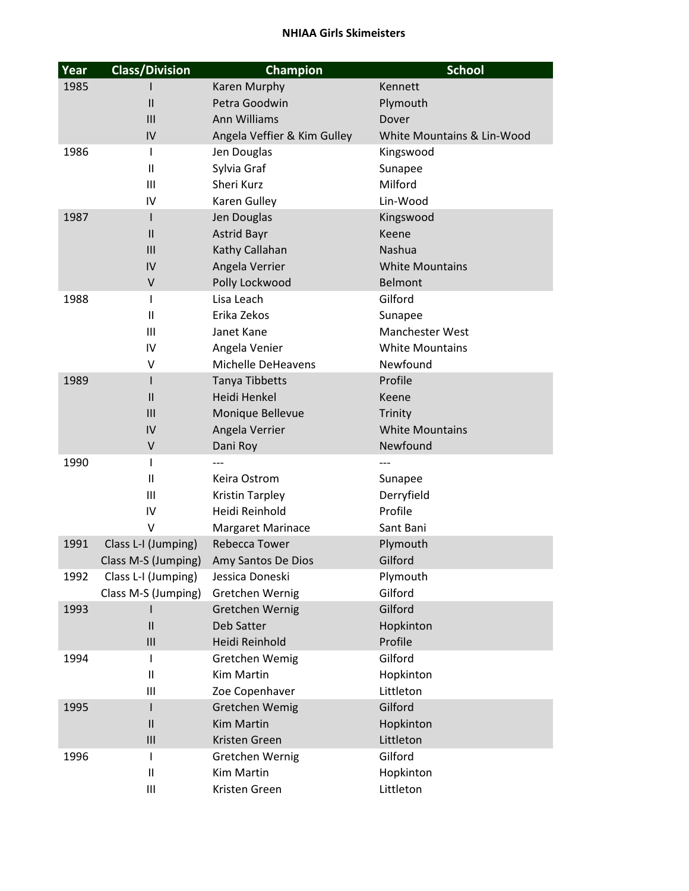# NHIAA Girls Skimeisters

| Year | Class/Division | Champion | School |
|---|---|---|---|
| 1985 | I | Karen Murphy | Kennett |
| | II | Petra Goodwin | Plymouth |
| | III | Ann Williams | Dover |
| | IV | Angela Veffier & Kim Gulley | White Mountains & Lin-Wood |
| 1986 | I | Jen Douglas | Kingswood |
| | II | Sylvia Graf | Sunapee |
| | III | Sheri Kurz | Milford |
| | IV | Karen Gulley | Lin-Wood |
| 1987 | I | Jen Douglas | Kingswood |
| | II | Astrid Bayr | Keene |
| | III | Kathy Callahan | Nashua |
| | IV | Angela Verrier | White Mountains |
| | V | Polly Lockwood | Belmont |
| 1988 | I | Lisa Leach | Gilford |
| | II | Erika Zekos | Sunapee |
| | III | Janet Kane | Manchester West |
| | IV | Angela Venier | White Mountains |
| | V | Michelle DeHeavens | Newfound |
| 1989 | I | Tanya Tibbetts | Profile |
| | II | Heidi Henkel | Keene |
| | III | Monique Bellevue | Trinity |
| | IV | Angela Verrier | White Mountains |
| | V | Dani Roy | Newfound |
| 1990 | I | --- | --- |
| | II | Keira Ostrom | Sunapee |
| | III | Kristin Tarpley | Derryfield |
| | IV | Heidi Reinhold | Profile |
| | V | Margaret Marinace | Sant Bani |
| 1991 | Class L-I (Jumping) | Rebecca Tower | Plymouth |
| | Class M-S (Jumping) | Amy Santos De Dios | Gilford |
| 1992 | Class L-I (Jumping) | Jessica Doneski | Plymouth |
| | Class M-S (Jumping) | Gretchen Wernig | Gilford |
| 1993 | I | Gretchen Wernig | Gilford |
| | II | Deb Satter | Hopkinton |
| | III | Heidi Reinhold | Profile |
| 1994 | I | Gretchen Wemig | Gilford |
| | II | Kim Martin | Hopkinton |
| | III | Zoe Copenhaver | Littleton |
| 1995 | I | Gretchen Wemig | Gilford |
| | II | Kim Martin | Hopkinton |
| | III | Kristen Green | Littleton |
| 1996 | I | Gretchen Wernig | Gilford |
| | II | Kim Martin | Hopkinton |
| | III | Kristen Green | Littleton |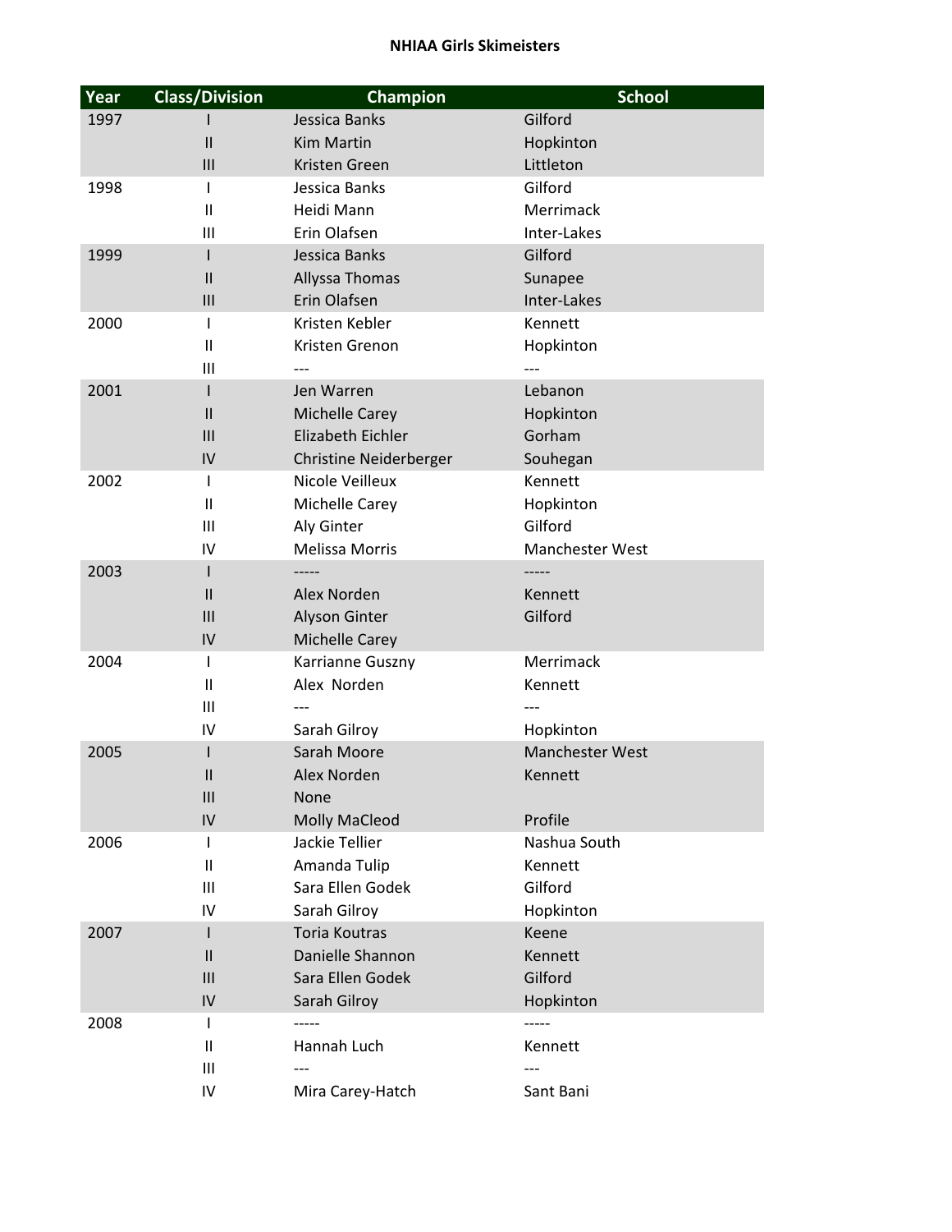**NHIAA Girls Skimeisters**

| Year | Class/Division | Champion | School |
|---|---|---|---|
| 1997 | I | Jessica Banks | Gilford |
| | II | Kim Martin | Hopkinton |
| | III | Kristen Green | Littleton |
| 1998 | I | Jessica Banks | Gilford |
| | II | Heidi Mann | Merrimack |
| | III | Erin Olafsen | Inter-Lakes |
| 1999 | I | Jessica Banks | Gilford |
| | II | Allyssa Thomas | Sunapee |
| | III | Erin Olafsen | Inter-Lakes |
| 2000 | I | Kristen Kebler | Kennett |
| | II | Kristen Grenon | Hopkinton |
| | III | --- | --- |
| 2001 | I | Jen Warren | Lebanon |
| | II | Michelle Carey | Hopkinton |
| | III | Elizabeth Eichler | Gorham |
| | IV | Christine Neiderberger | Souhegan |
| 2002 | I | Nicole Veilleux | Kennett |
| | II | Michelle Carey | Hopkinton |
| | III | Aly Ginter | Gilford |
| | IV | Melissa Morris | Manchester West |
| 2003 | I | ----- | ----- |
| | II | Alex Norden | Kennett |
| | III | Alyson Ginter | Gilford |
| | IV | Michelle Carey | |
| 2004 | I | Karrianne Guszny | Merrimack |
| | II | Alex Norden | Kennett |
| | III | --- | --- |
| | IV | Sarah Gilroy | Hopkinton |
| 2005 | I | Sarah Moore | Manchester West |
| | II | Alex Norden | Kennett |
| | III | None | |
| | IV | Molly MaCleod | Profile |
| 2006 | I | Jackie Tellier | Nashua South |
| | II | Amanda Tulip | Kennett |
| | III | Sara Ellen Godek | Gilford |
| | IV | Sarah Gilroy | Hopkinton |
| 2007 | I | Toria Koutras | Keene |
| | II | Danielle Shannon | Kennett |
| | III | Sara Ellen Godek | Gilford |
| | IV | Sarah Gilroy | Hopkinton |
| 2008 | I | ----- | ----- |
| | II | Hannah Luch | Kennett |
| | III | --- | --- |
| | IV | Mira Carey-Hatch | Sant Bani |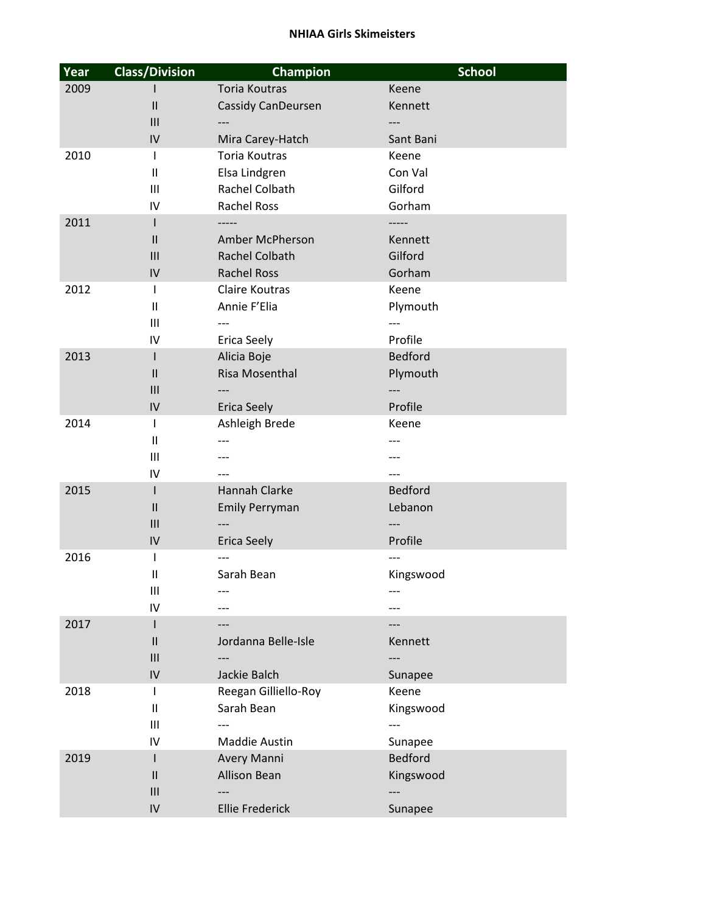**NHIAA Girls Skimeisters**

| Year | Class/Division | Champion | School |
|---|---|---|---|
| 2009 | I | Toria Koutras | Keene |
| | II | Cassidy CanDeursen | Kennett |
| | III | --- | --- |
| | IV | Mira Carey-Hatch | Sant Bani |
| 2010 | I | Toria Koutras | Keene |
| | II | Elsa Lindgren | Con Val |
| | III | Rachel Colbath | Gilford |
| | IV | Rachel Ross | Gorham |
| 2011 | I | ----- | ----- |
| | II | Amber McPherson | Kennett |
| | III | Rachel Colbath | Gilford |
| | IV | Rachel Ross | Gorham |
| 2012 | I | Claire Koutras | Keene |
| | II | Annie F'Elia | Plymouth |
| | III | --- | --- |
| | IV | Erica Seely | Profile |
| 2013 | I | Alicia Boje | Bedford |
| | II | Risa Mosenthal | Plymouth |
| | III | --- | --- |
| | IV | Erica Seely | Profile |
| 2014 | I | Ashleigh Brede | Keene |
| | II | --- | --- |
| | III | --- | --- |
| | IV | --- | --- |
| 2015 | I | Hannah Clarke | Bedford |
| | II | Emily Perryman | Lebanon |
| | III | --- | --- |
| | IV | Erica Seely | Profile |
| 2016 | I | --- | --- |
| | II | Sarah Bean | Kingswood |
| | III | --- | --- |
| | IV | --- | --- |
| 2017 | I | --- | --- |
| | II | Jordanna Belle-Isle | Kennett |
| | III | --- | --- |
| | IV | Jackie Balch | Sunapee |
| 2018 | I | Reegan Gilliello-Roy | Keene |
| | II | Sarah Bean | Kingswood |
| | III | --- | --- |
| | IV | Maddie Austin | Sunapee |
| 2019 | I | Avery Manni | Bedford |
| | II | Allison Bean | Kingswood |
| | III | --- | --- |
| | IV | Ellie Frederick | Sunapee |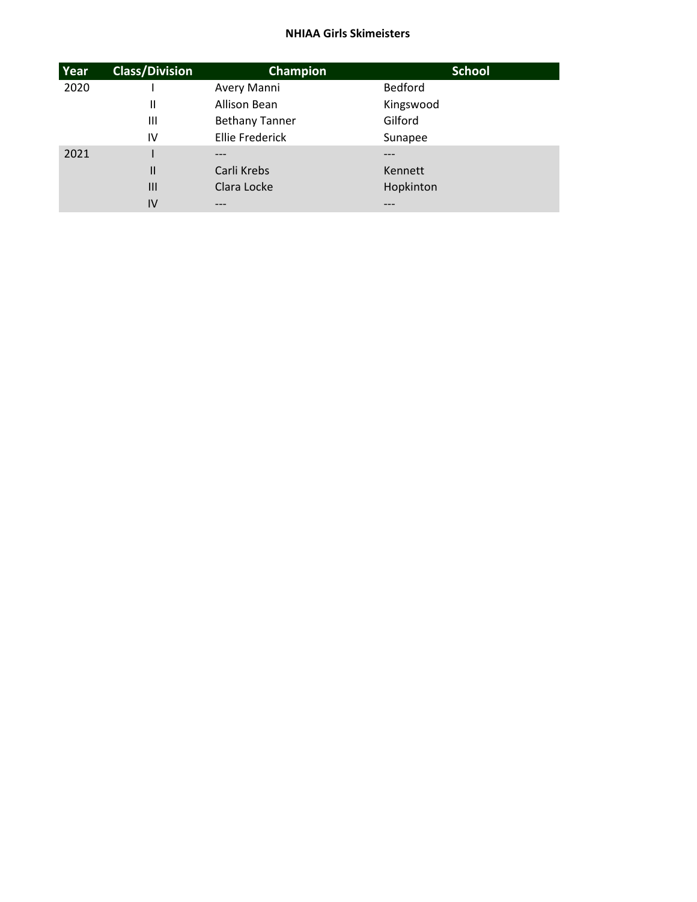**NHIAA Girls Skimeisters**

| Year | Class/Division | Champion | School |
|---|---|---|---|
| 2020 | I | Avery Manni | Bedford |
| | II | Allison Bean | Kingswood |
| | III | Bethany Tanner | Gilford |
| | IV | Ellie Frederick | Sunapee |
| 2021 | I | --- | --- |
| | II | Carli Krebs | Kennett |
| | III | Clara Locke | Hopkinton |
| | IV | --- | --- |